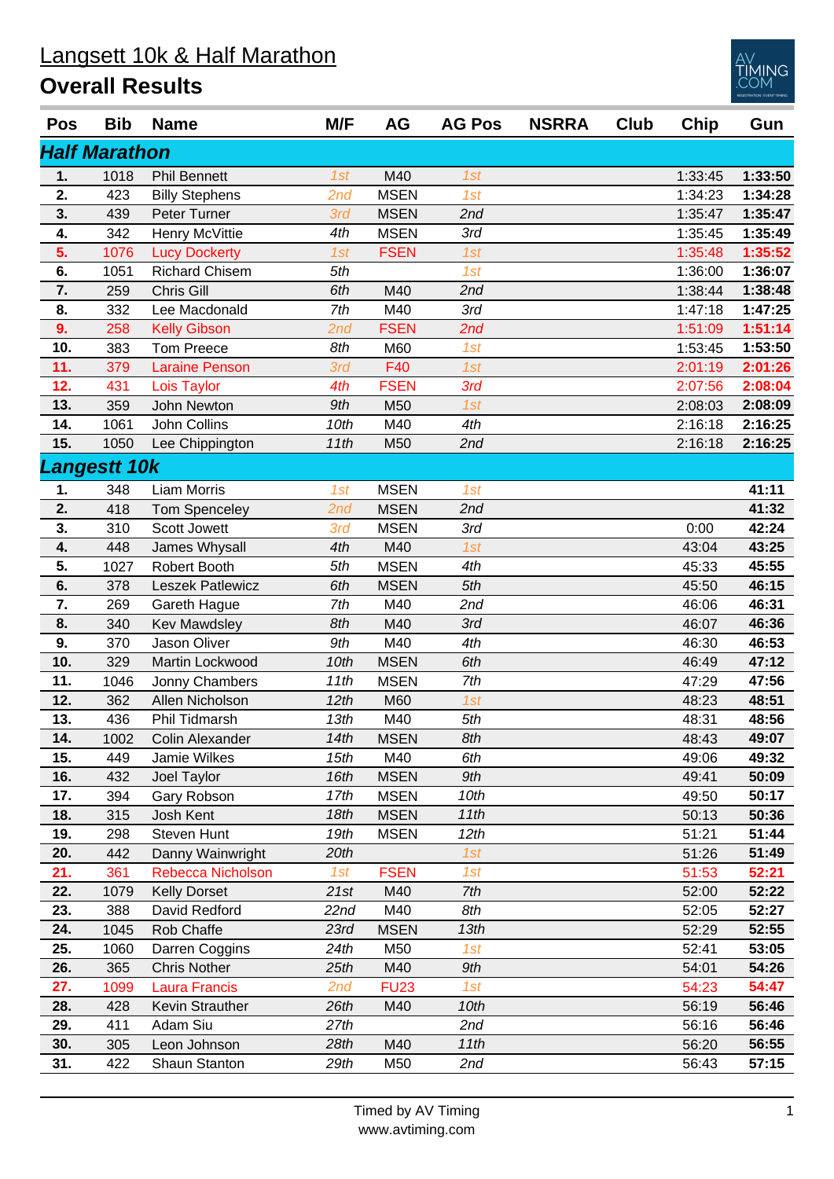# Langsett 10k & Half Marathon

## Overall Results

| Pos | Bib | Name | M/F | AG | AG Pos | NSRRA | Club | Chip | Gun |
|---|---|---|---|---|---|---|---|---|---|
| **Half Marathon** | | | | | | | | | |
| **1.** | 1018 | Phil Bennett | *1st* | M40 | *1st* | | | 1:33:45 | **1:33:50** |
| **2.** | 423 | Billy Stephens | *2nd* | MSEN | *1st* | | | 1:34:23 | **1:34:28** |
| **3.** | 439 | Peter Turner | *3rd* | MSEN | *2nd* | | | 1:35:47 | **1:35:47** |
| **4.** | 342 | Henry McVittie | *4th* | MSEN | *3rd* | | | 1:35:45 | **1:35:49** |
| **5.** | 1076 | Lucy Dockerty | *1st* | FSEN | *1st* | | | 1:35:48 | **1:35:52** |
| **6.** | 1051 | Richard Chisem | *5th* | | *1st* | | | 1:36:00 | **1:36:07** |
| **7.** | 259 | Chris Gill | *6th* | M40 | *2nd* | | | 1:38:44 | **1:38:48** |
| **8.** | 332 | Lee Macdonald | *7th* | M40 | *3rd* | | | 1:47:18 | **1:47:25** |
| **9.** | 258 | Kelly Gibson | *2nd* | FSEN | *2nd* | | | 1:51:09 | **1:51:14** |
| **10.** | 383 | Tom Preece | *8th* | M60 | *1st* | | | 1:53:45 | **1:53:50** |
| **11.** | 379 | Laraine Penson | *3rd* | F40 | *1st* | | | 2:01:19 | **2:01:26** |
| **12.** | 431 | Lois Taylor | *4th* | FSEN | *3rd* | | | 2:07:56 | **2:08:04** |
| **13.** | 359 | John Newton | *9th* | M50 | *1st* | | | 2:08:03 | **2:08:09** |
| **14.** | 1061 | John Collins | *10th* | M40 | *4th* | | | 2:16:18 | **2:16:25** |
| **15.** | 1050 | Lee Chippington | *11th* | M50 | *2nd* | | | 2:16:18 | **2:16:25** |
| **Langestt 10k** | | | | | | | | | |
| **1.** | 348 | Liam Morris | *1st* | MSEN | *1st* | | | | **41:11** |
| **2.** | 418 | Tom Spenceley | *2nd* | MSEN | *2nd* | | | | **41:32** |
| **3.** | 310 | Scott Jowett | *3rd* | MSEN | *3rd* | | | 0:00 | **42:24** |
| **4.** | 448 | James Whysall | *4th* | M40 | *1st* | | | 43:04 | **43:25** |
| **5.** | 1027 | Robert Booth | *5th* | MSEN | *4th* | | | 45:33 | **45:55** |
| **6.** | 378 | Leszek Patlewicz | *6th* | MSEN | *5th* | | | 45:50 | **46:15** |
| **7.** | 269 | Gareth Hague | *7th* | M40 | *2nd* | | | 46:06 | **46:31** |
| **8.** | 340 | Kev Mawdsley | *8th* | M40 | *3rd* | | | 46:07 | **46:36** |
| **9.** | 370 | Jason Oliver | *9th* | M40 | *4th* | | | 46:30 | **46:53** |
| **10.** | 329 | Martin Lockwood | *10th* | MSEN | *6th* | | | 46:49 | **47:12** |
| **11.** | 1046 | Jonny Chambers | *11th* | MSEN | *7th* | | | 47:29 | **47:56** |
| **12.** | 362 | Allen Nicholson | *12th* | M60 | *1st* | | | 48:23 | **48:51** |
| **13.** | 436 | Phil Tidmarsh | *13th* | M40 | *5th* | | | 48:31 | **48:56** |
| **14.** | 1002 | Colin Alexander | *14th* | MSEN | *8th* | | | 48:43 | **49:07** |
| **15.** | 449 | Jamie Wilkes | *15th* | M40 | *6th* | | | 49:06 | **49:32** |
| **16.** | 432 | Joel Taylor | *16th* | MSEN | *9th* | | | 49:41 | **50:09** |
| **17.** | 394 | Gary Robson | *17th* | MSEN | *10th* | | | 49:50 | **50:17** |
| **18.** | 315 | Josh Kent | *18th* | MSEN | *11th* | | | 50:13 | **50:36** |
| **19.** | 298 | Steven Hunt | *19th* | MSEN | *12th* | | | 51:21 | **51:44** |
| **20.** | 442 | Danny Wainwright | *20th* | | *1st* | | | 51:26 | **51:49** |
| **21.** | 361 | Rebecca Nicholson | *1st* | FSEN | *1st* | | | 51:53 | **52:21** |
| **22.** | 1079 | Kelly Dorset | *21st* | M40 | *7th* | | | 52:00 | **52:22** |
| **23.** | 388 | David Redford | *22nd* | M40 | *8th* | | | 52:05 | **52:27** |
| **24.** | 1045 | Rob Chaffe | *23rd* | MSEN | *13th* | | | 52:29 | **52:55** |
| **25.** | 1060 | Darren Coggins | *24th* | M50 | *1st* | | | 52:41 | **53:05** |
| **26.** | 365 | Chris Nother | *25th* | M40 | *9th* | | | 54:01 | **54:26** |
| **27.** | 1099 | Laura Francis | *2nd* | FU23 | *1st* | | | 54:23 | **54:47** |
| **28.** | 428 | Kevin Strauther | *26th* | M40 | *10th* | | | 56:19 | **56:46** |
| **29.** | 411 | Adam Siu | *27th* | | *2nd* | | | 56:16 | **56:46** |
| **30.** | 305 | Leon Johnson | *28th* | M40 | *11th* | | | 56:20 | **56:55** |
| **31.** | 422 | Shaun Stanton | *29th* | M50 | *2nd* | | | 56:43 | **57:15** |

Timed by AV Timing
www.avtiming.com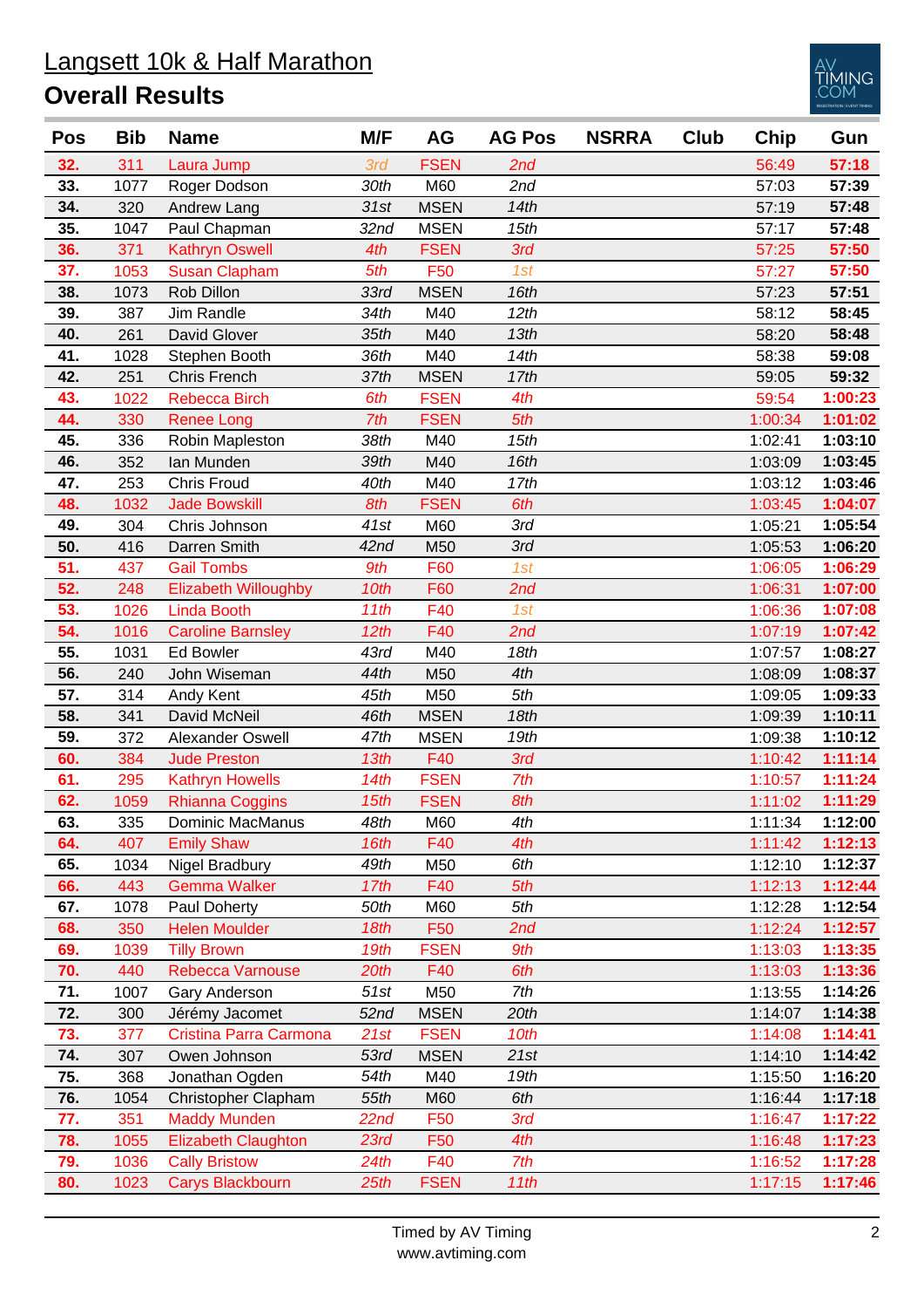# Langsett 10k & Half Marathon

## Overall Results

| Pos | Bib | Name | M/F | AG | AG Pos | NSRRA | Club | Chip | Gun |
|---|---|---|---|---|---|---|---|---|---|
| 32. | 311 | Laura Jump | 3rd | FSEN | 2nd | | | 56:49 | 57:18 |
| 33. | 1077 | Roger Dodson | 30th | M60 | 2nd | | | 57:03 | 57:39 |
| 34. | 320 | Andrew Lang | 31st | MSEN | 14th | | | 57:19 | 57:48 |
| 35. | 1047 | Paul Chapman | 32nd | MSEN | 15th | | | 57:17 | 57:48 |
| 36. | 371 | Kathryn Oswell | 4th | FSEN | 3rd | | | 57:25 | 57:50 |
| 37. | 1053 | Susan Clapham | 5th | F50 | 1st | | | 57:27 | 57:50 |
| 38. | 1073 | Rob Dillon | 33rd | MSEN | 16th | | | 57:23 | 57:51 |
| 39. | 387 | Jim Randle | 34th | M40 | 12th | | | 58:12 | 58:45 |
| 40. | 261 | David Glover | 35th | M40 | 13th | | | 58:20 | 58:48 |
| 41. | 1028 | Stephen Booth | 36th | M40 | 14th | | | 58:38 | 59:08 |
| 42. | 251 | Chris French | 37th | MSEN | 17th | | | 59:05 | 59:32 |
| 43. | 1022 | Rebecca Birch | 6th | FSEN | 4th | | | 59:54 | 1:00:23 |
| 44. | 330 | Renee Long | 7th | FSEN | 5th | | | 1:00:34 | 1:01:02 |
| 45. | 336 | Robin Mapleston | 38th | M40 | 15th | | | 1:02:41 | 1:03:10 |
| 46. | 352 | Ian Munden | 39th | M40 | 16th | | | 1:03:09 | 1:03:45 |
| 47. | 253 | Chris Froud | 40th | M40 | 17th | | | 1:03:12 | 1:03:46 |
| 48. | 1032 | Jade Bowskill | 8th | FSEN | 6th | | | 1:03:45 | 1:04:07 |
| 49. | 304 | Chris Johnson | 41st | M60 | 3rd | | | 1:05:21 | 1:05:54 |
| 50. | 416 | Darren Smith | 42nd | M50 | 3rd | | | 1:05:53 | 1:06:20 |
| 51. | 437 | Gail Tombs | 9th | F60 | 1st | | | 1:06:05 | 1:06:29 |
| 52. | 248 | Elizabeth Willoughby | 10th | F60 | 2nd | | | 1:06:31 | 1:07:00 |
| 53. | 1026 | Linda Booth | 11th | F40 | 1st | | | 1:06:36 | 1:07:08 |
| 54. | 1016 | Caroline Barnsley | 12th | F40 | 2nd | | | 1:07:19 | 1:07:42 |
| 55. | 1031 | Ed Bowler | 43rd | M40 | 18th | | | 1:07:57 | 1:08:27 |
| 56. | 240 | John Wiseman | 44th | M50 | 4th | | | 1:08:09 | 1:08:37 |
| 57. | 314 | Andy Kent | 45th | M50 | 5th | | | 1:09:05 | 1:09:33 |
| 58. | 341 | David McNeil | 46th | MSEN | 18th | | | 1:09:39 | 1:10:11 |
| 59. | 372 | Alexander Oswell | 47th | MSEN | 19th | | | 1:09:38 | 1:10:12 |
| 60. | 384 | Jude Preston | 13th | F40 | 3rd | | | 1:10:42 | 1:11:14 |
| 61. | 295 | Kathryn Howells | 14th | FSEN | 7th | | | 1:10:57 | 1:11:24 |
| 62. | 1059 | Rhianna Coggins | 15th | FSEN | 8th | | | 1:11:02 | 1:11:29 |
| 63. | 335 | Dominic MacManus | 48th | M60 | 4th | | | 1:11:34 | 1:12:00 |
| 64. | 407 | Emily Shaw | 16th | F40 | 4th | | | 1:11:42 | 1:12:13 |
| 65. | 1034 | Nigel Bradbury | 49th | M50 | 6th | | | 1:12:10 | 1:12:37 |
| 66. | 443 | Gemma Walker | 17th | F40 | 5th | | | 1:12:13 | 1:12:44 |
| 67. | 1078 | Paul Doherty | 50th | M60 | 5th | | | 1:12:28 | 1:12:54 |
| 68. | 350 | Helen Moulder | 18th | F50 | 2nd | | | 1:12:24 | 1:12:57 |
| 69. | 1039 | Tilly Brown | 19th | FSEN | 9th | | | 1:13:03 | 1:13:35 |
| 70. | 440 | Rebecca Varnouse | 20th | F40 | 6th | | | 1:13:03 | 1:13:36 |
| 71. | 1007 | Gary Anderson | 51st | M50 | 7th | | | 1:13:55 | 1:14:26 |
| 72. | 300 | Jérémy Jacomet | 52nd | MSEN | 20th | | | 1:14:07 | 1:14:38 |
| 73. | 377 | Cristina Parra Carmona | 21st | FSEN | 10th | | | 1:14:08 | 1:14:41 |
| 74. | 307 | Owen Johnson | 53rd | MSEN | 21st | | | 1:14:10 | 1:14:42 |
| 75. | 368 | Jonathan Ogden | 54th | M40 | 19th | | | 1:15:50 | 1:16:20 |
| 76. | 1054 | Christopher Clapham | 55th | M60 | 6th | | | 1:16:44 | 1:17:18 |
| 77. | 351 | Maddy Munden | 22nd | F50 | 3rd | | | 1:16:47 | 1:17:22 |
| 78. | 1055 | Elizabeth Claughton | 23rd | F50 | 4th | | | 1:16:48 | 1:17:23 |
| 79. | 1036 | Cally Bristow | 24th | F40 | 7th | | | 1:16:52 | 1:17:28 |
| 80. | 1023 | Carys Blackbourn | 25th | FSEN | 11th | | | 1:17:15 | 1:17:46 |

Timed by AV Timing
www.avtiming.com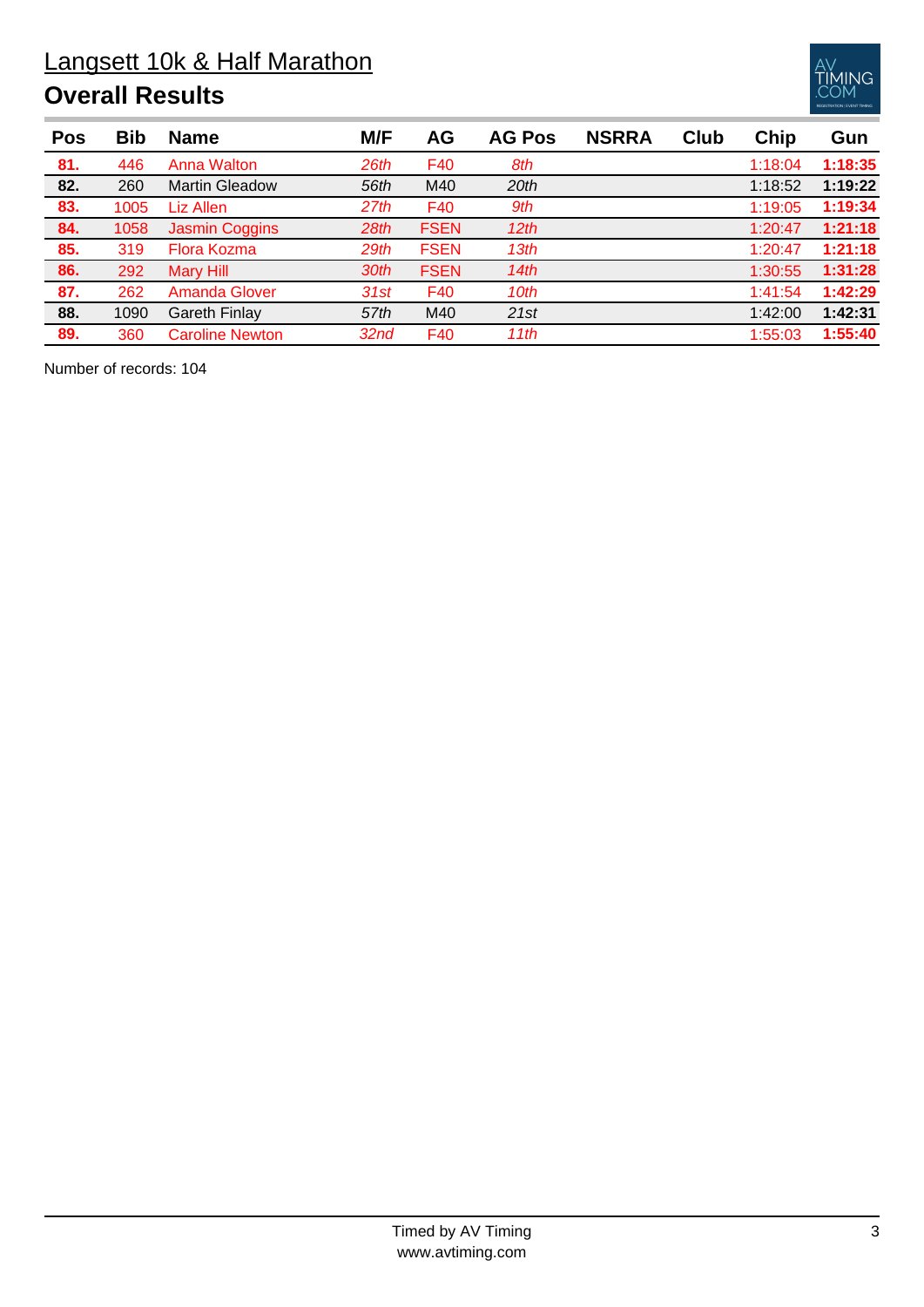# Langsett 10k & Half Marathon

## Overall Results

| Pos | Bib | Name | M/F | AG | AG Pos | NSRRA | Club | Chip | Gun |
|---|---|---|---|---|---|---|---|---|---|
| 81. | 446 | Anna Walton | 26th | F40 | 8th | | | 1:18:04 | 1:18:35 |
| 82. | 260 | Martin Gleadow | 56th | M40 | 20th | | | 1:18:52 | 1:19:22 |
| 83. | 1005 | Liz Allen | 27th | F40 | 9th | | | 1:19:05 | 1:19:34 |
| 84. | 1058 | Jasmin Coggins | 28th | FSEN | 12th | | | 1:20:47 | 1:21:18 |
| 85. | 319 | Flora Kozma | 29th | FSEN | 13th | | | 1:20:47 | 1:21:18 |
| 86. | 292 | Mary Hill | 30th | FSEN | 14th | | | 1:30:55 | 1:31:28 |
| 87. | 262 | Amanda Glover | 31st | F40 | 10th | | | 1:41:54 | 1:42:29 |
| 88. | 1090 | Gareth Finlay | 57th | M40 | 21st | | | 1:42:00 | 1:42:31 |
| 89. | 360 | Caroline Newton | 32nd | F40 | 11th | | | 1:55:03 | 1:55:40 |

Number of records: 104

Timed by AV Timing
www.avtiming.com